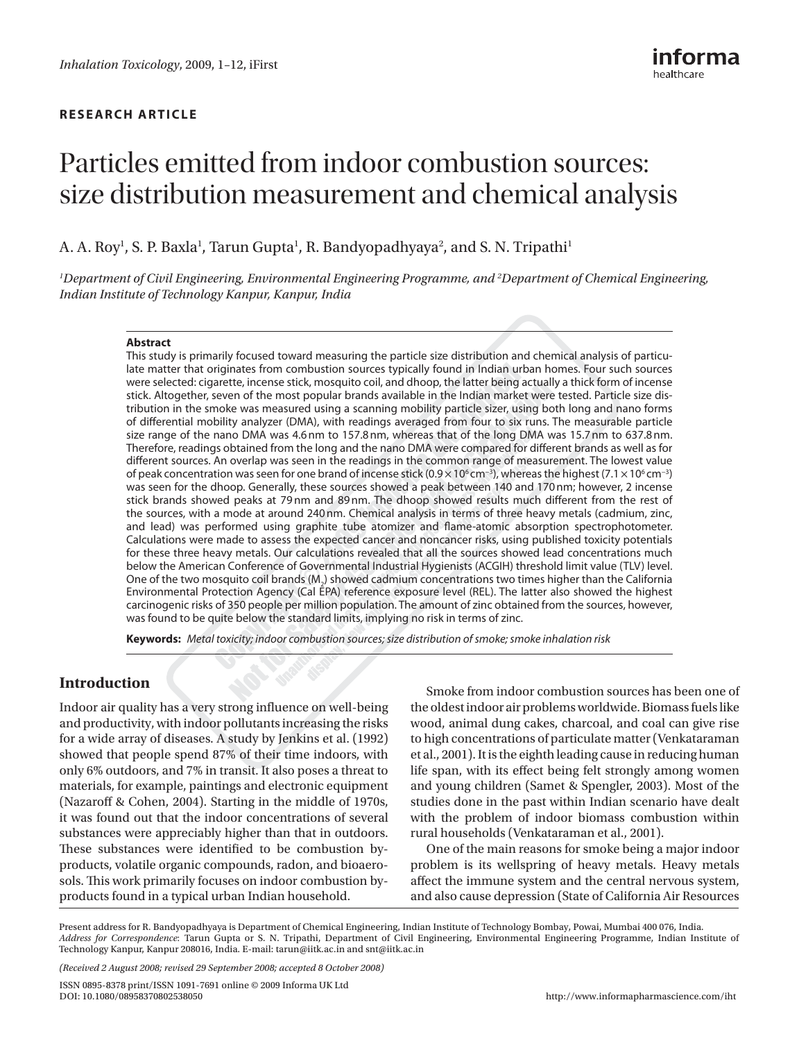**RESEARCH ARTICLE**

# Particles emitted from indoor combustion sources: size distribution measurement and chemical analysis

A. A. Roy[1], S. P. Baxla[1], Tarun Gupta[1], R. Bandyopadhyaya[2], and S. N. Tripathi[1]

[1]*Department of Civil Engineering, Environmental Engineering Programme, and* [2]*Department of Chemical Engineering, Indian Institute of Technology Kanpur, Kanpur, India*

**Abstract**

This study is primarily focused toward measuring the particle size distribution and chemical analysis of particulate matter that originates from combustion sources typically found in Indian urban homes. Four such sources were selected: cigarette, incense stick, mosquito coil, and dhoop, the latter being actually a thick form of incense stick. Altogether, seven of the most popular brands available in the Indian market were tested. Particle size distribution in the smoke was measured using a scanning mobility particle sizer, using both long and nano forms of differential mobility analyzer (DMA), with readings averaged from four to six runs. The measurable particle size range of the nano DMA was 4.6 nm to 157.8 nm, whereas that of the long DMA was 15.7 nm to 637.8 nm. Therefore, readings obtained from the long and the nano DMA were compared for different brands as well as for different sources. An overlap was seen in the readings in the common range of measurement. The lowest value of peak concentration was seen for one brand of incense stick ($0.9 \times 10^6\,cm^{-3}$), whereas the highest ($7.1 \times 10^6\,cm^{-3}$) was seen for the dhoop. Generally, these sources showed a peak between 140 and 170 nm; however, 2 incense stick brands showed peaks at 79 nm and 89 nm. The dhoop showed results much different from the rest of the sources, with a mode at around 240 nm. Chemical analysis in terms of three heavy metals (cadmium, zinc, and lead) was performed using graphite tube atomizer and flame-atomic absorption spectrophotometer. Calculations were made to assess the expected cancer and noncancer risks, using published toxicity potentials for these three heavy metals. Our calculations revealed that all the sources showed lead concentrations much below the American Conference of Governmental Industrial Hygienists (ACGIH) threshold limit value (TLV) level. One of the two mosquito coil brands ($M_2$) showed cadmium concentrations two times higher than the California Environmental Protection Agency (Cal EPA) reference exposure level (REL). The latter also showed the highest carcinogenic risks of 350 people per million population. The amount of zinc obtained from the sources, however, was found to be quite below the standard limits, implying no risk in terms of zinc.

**Keywords:** *Metal toxicity; indoor combustion sources; size distribution of smoke; smoke inhalation risk*

## Introduction

Indoor air quality has a very strong influence on well-being and productivity, with indoor pollutants increasing the risks for a wide array of diseases. A study by Jenkins et al. (1992) showed that people spend 87% of their time indoors, with only 6% outdoors, and 7% in transit. It also poses a threat to materials, for example, paintings and electronic equipment (Nazaroff & Cohen, 2004). Starting in the middle of 1970s, it was found out that the indoor concentrations of several substances were appreciably higher than that in outdoors. These substances were identified to be combustion by-products, volatile organic compounds, radon, and bioaerosols. This work primarily focuses on indoor combustion by-products found in a typical urban Indian household.

Smoke from indoor combustion sources has been one of the oldest indoor air problems worldwide. Biomass fuels like wood, animal dung cakes, charcoal, and coal can give rise to high concentrations of particulate matter (Venkataraman et al., 2001). It is the eighth leading cause in reducing human life span, with its effect being felt strongly among women and young children (Samet & Spengler, 2003). Most of the studies done in the past within Indian scenario have dealt with the problem of indoor biomass combustion within rural households (Venkataraman et al., 2001).

One of the main reasons for smoke being a major indoor problem is its wellspring of heavy metals. Heavy metals affect the immune system and the central nervous system, and also cause depression (State of California Air Resources

Present address for R. Bandyopadhyaya is Department of Chemical Engineering, Indian Institute of Technology Bombay, Powai, Mumbai 400 076, India.
*Address for Correspondence*: Tarun Gupta or S. N. Tripathi, Department of Civil Engineering, Environmental Engineering Programme, Indian Institute of Technology Kanpur, Kanpur 208016, India. E-mail: tarun@iitk.ac.in and snt@iitk.ac.in

*(Received 2 August 2008; revised 29 September 2008; accepted 8 October 2008)*

ISSN 0895-8378 print/ISSN 1091-7691 online © 2009 Informa UK Ltd
DOI: 10.1080/08958370802538050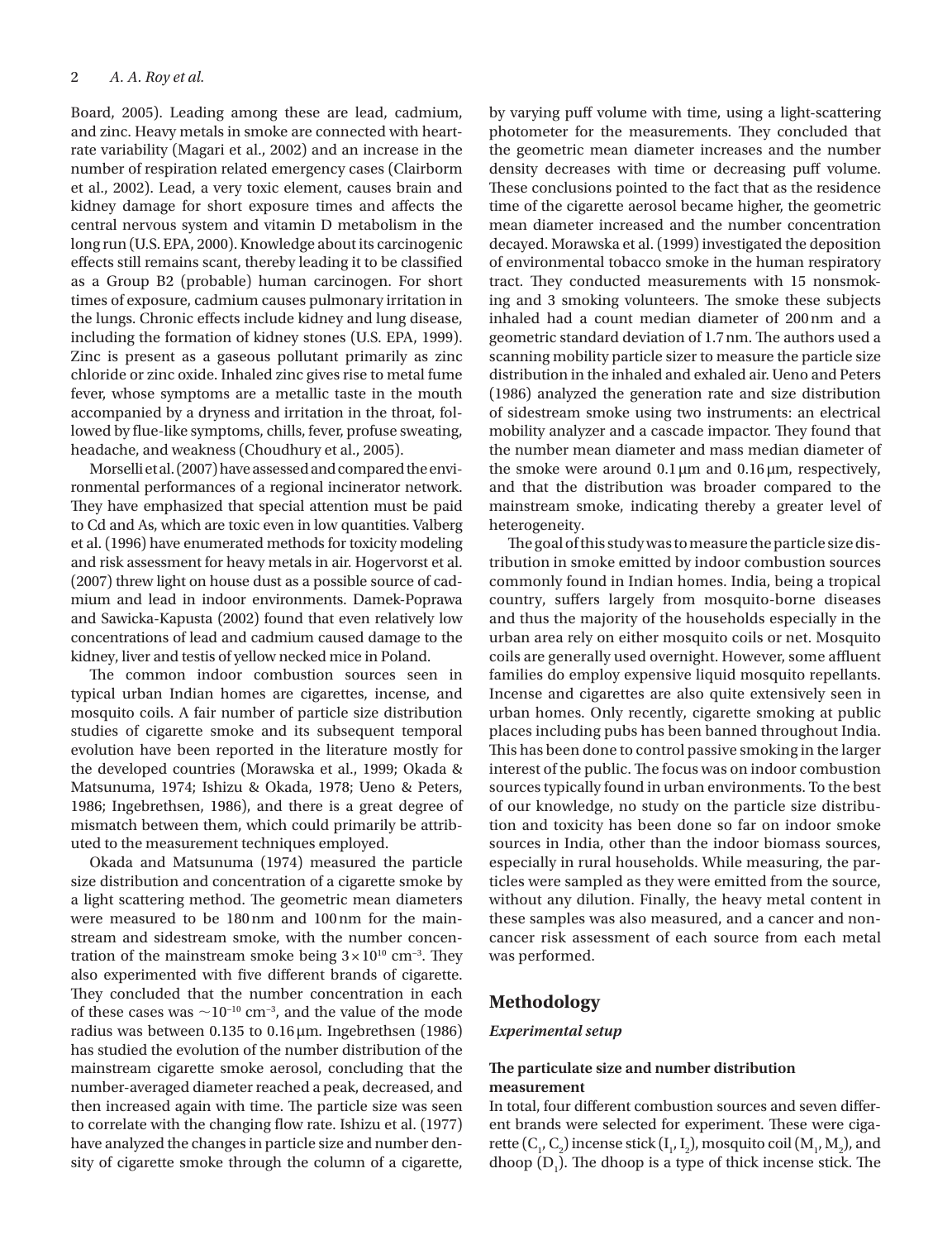Board, 2005). Leading among these are lead, cadmium, and zinc. Heavy metals in smoke are connected with heart-rate variability (Magari et al., 2002) and an increase in the number of respiration related emergency cases (Clairborn et al., 2002). Lead, a very toxic element, causes brain and kidney damage for short exposure times and affects the central nervous system and vitamin D metabolism in the long run (U.S. EPA, 2000). Knowledge about its carcinogenic effects still remains scant, thereby leading it to be classified as a Group B2 (probable) human carcinogen. For short times of exposure, cadmium causes pulmonary irritation in the lungs. Chronic effects include kidney and lung disease, including the formation of kidney stones (U.S. EPA, 1999). Zinc is present as a gaseous pollutant primarily as zinc chloride or zinc oxide. Inhaled zinc gives rise to metal fume fever, whose symptoms are a metallic taste in the mouth accompanied by a dryness and irritation in the throat, followed by flue-like symptoms, chills, fever, profuse sweating, headache, and weakness (Choudhury et al., 2005).

Morselli et al. (2007) have assessed and compared the environmental performances of a regional incinerator network. They have emphasized that special attention must be paid to Cd and As, which are toxic even in low quantities. Valberg et al. (1996) have enumerated methods for toxicity modeling and risk assessment for heavy metals in air. Hogervorst et al. (2007) threw light on house dust as a possible source of cadmium and lead in indoor environments. Damek-Poprawa and Sawicka-Kapusta (2002) found that even relatively low concentrations of lead and cadmium caused damage to the kidney, liver and testis of yellow necked mice in Poland.

The common indoor combustion sources seen in typical urban Indian homes are cigarettes, incense, and mosquito coils. A fair number of particle size distribution studies of cigarette smoke and its subsequent temporal evolution have been reported in the literature mostly for the developed countries (Morawska et al., 1999; Okada & Matsunuma, 1974; Ishizu & Okada, 1978; Ueno & Peters, 1986; Ingebrethsen, 1986), and there is a great degree of mismatch between them, which could primarily be attributed to the measurement techniques employed.

Okada and Matsunuma (1974) measured the particle size distribution and concentration of a cigarette smoke by a light scattering method. The geometric mean diameters were measured to be 180 nm and 100 nm for the mainstream and sidestream smoke, with the number concentration of the mainstream smoke being $3 \times 10^{10}$ cm$^{-3}$. They also experimented with five different brands of cigarette. They concluded that the number concentration in each of these cases was $\sim 10^{-10}$ cm$^{-3}$, and the value of the mode radius was between 0.135 to 0.16 μm. Ingebrethsen (1986) has studied the evolution of the number distribution of the mainstream cigarette smoke aerosol, concluding that the number-averaged diameter reached a peak, decreased, and then increased again with time. The particle size was seen to correlate with the changing flow rate. Ishizu et al. (1977) have analyzed the changes in particle size and number density of cigarette smoke through the column of a cigarette, by varying puff volume with time, using a light-scattering photometer for the measurements. They concluded that the geometric mean diameter increases and the number density decreases with time or decreasing puff volume. These conclusions pointed to the fact that as the residence time of the cigarette aerosol became higher, the geometric mean diameter increased and the number concentration decayed. Morawska et al. (1999) investigated the deposition of environmental tobacco smoke in the human respiratory tract. They conducted measurements with 15 nonsmoking and 3 smoking volunteers. The smoke these subjects inhaled had a count median diameter of 200 nm and a geometric standard deviation of 1.7 nm. The authors used a scanning mobility particle sizer to measure the particle size distribution in the inhaled and exhaled air. Ueno and Peters (1986) analyzed the generation rate and size distribution of sidestream smoke using two instruments: an electrical mobility analyzer and a cascade impactor. They found that the number mean diameter and mass median diameter of the smoke were around 0.1 μm and 0.16 μm, respectively, and that the distribution was broader compared to the mainstream smoke, indicating thereby a greater level of heterogeneity.

The goal of this study was to measure the particle size distribution in smoke emitted by indoor combustion sources commonly found in Indian homes. India, being a tropical country, suffers largely from mosquito-borne diseases and thus the majority of the households especially in the urban area rely on either mosquito coils or net. Mosquito coils are generally used overnight. However, some affluent families do employ expensive liquid mosquito repellants. Incense and cigarettes are also quite extensively seen in urban homes. Only recently, cigarette smoking at public places including pubs has been banned throughout India. This has been done to control passive smoking in the larger interest of the public. The focus was on indoor combustion sources typically found in urban environments. To the best of our knowledge, no study on the particle size distribution and toxicity has been done so far on indoor smoke sources in India, other than the indoor biomass sources, especially in rural households. While measuring, the particles were sampled as they were emitted from the source, without any dilution. Finally, the heavy metal content in these samples was also measured, and a cancer and non-cancer risk assessment of each source from each metal was performed.

## Methodology

### *Experimental setup*

#### The particulate size and number distribution measurement

In total, four different combustion sources and seven different brands were selected for experiment. These were cigarette ($C_1$, $C_2$) incense stick ($I_1$, $I_2$), mosquito coil ($M_1$, $M_2$), and dhoop ($D_1$). The dhoop is a type of thick incense stick. The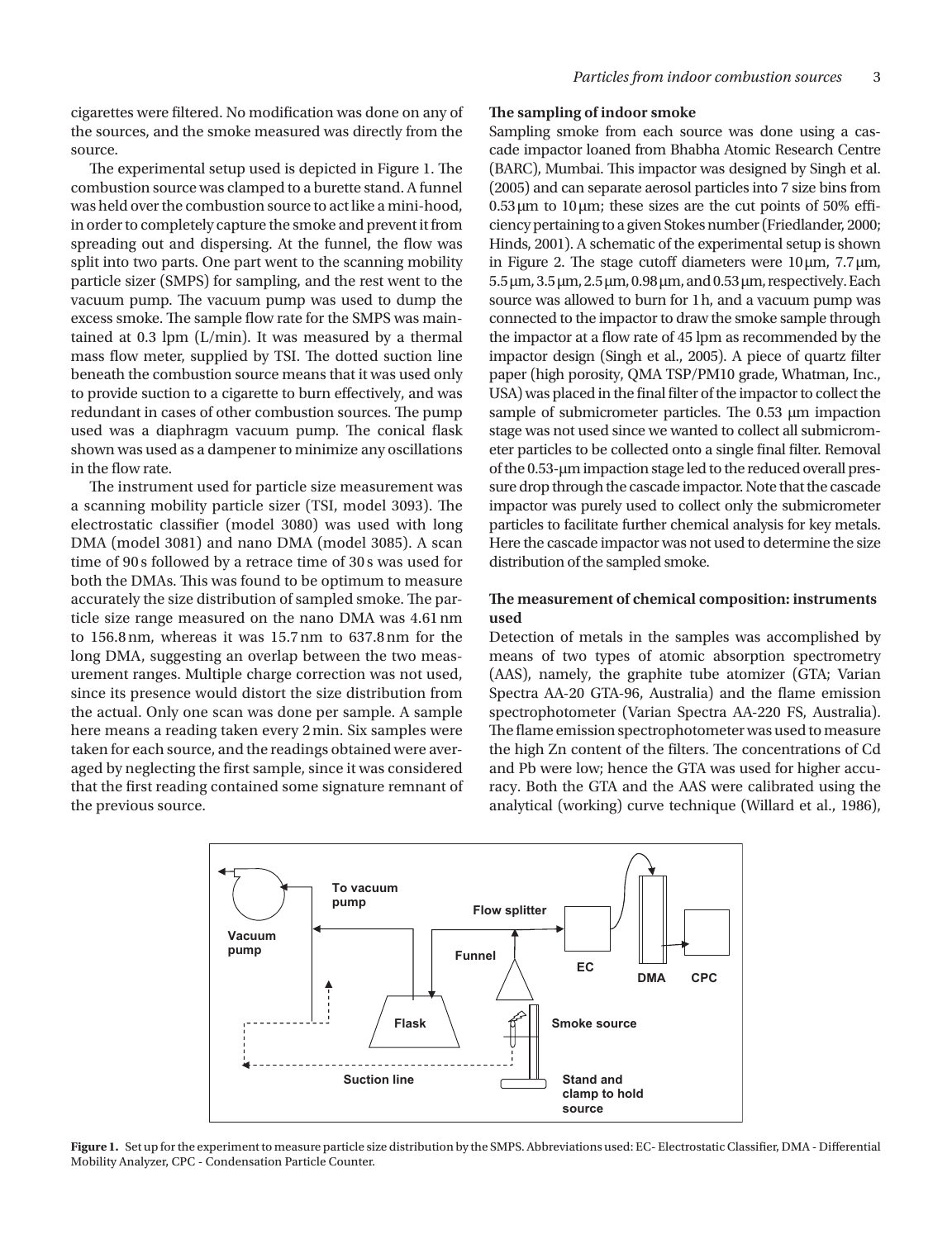cigarettes were filtered. No modification was done on any of the sources, and the smoke measured was directly from the source.

The experimental setup used is depicted in Figure 1. The combustion source was clamped to a burette stand. A funnel was held over the combustion source to act like a mini-hood, in order to completely capture the smoke and prevent it from spreading out and dispersing. At the funnel, the flow was split into two parts. One part went to the scanning mobility particle sizer (SMPS) for sampling, and the rest went to the vacuum pump. The vacuum pump was used to dump the excess smoke. The sample flow rate for the SMPS was maintained at 0.3 lpm (L/min). It was measured by a thermal mass flow meter, supplied by TSI. The dotted suction line beneath the combustion source means that it was used only to provide suction to a cigarette to burn effectively, and was redundant in cases of other combustion sources. The pump used was a diaphragm vacuum pump. The conical flask shown was used as a dampener to minimize any oscillations in the flow rate.

The instrument used for particle size measurement was a scanning mobility particle sizer (TSI, model 3093). The electrostatic classifier (model 3080) was used with long DMA (model 3081) and nano DMA (model 3085). A scan time of 90 s followed by a retrace time of 30 s was used for both the DMAs. This was found to be optimum to measure accurately the size distribution of sampled smoke. The particle size range measured on the nano DMA was 4.61 nm to 156.8 nm, whereas it was 15.7 nm to 637.8 nm for the long DMA, suggesting an overlap between the two measurement ranges. Multiple charge correction was not used, since its presence would distort the size distribution from the actual. Only one scan was done per sample. A sample here means a reading taken every 2 min. Six samples were taken for each source, and the readings obtained were averaged by neglecting the first sample, since it was considered that the first reading contained some signature remnant of the previous source.

**The sampling of indoor smoke**

Sampling smoke from each source was done using a cascade impactor loaned from Bhabha Atomic Research Centre (BARC), Mumbai. This impactor was designed by Singh et al. (2005) and can separate aerosol particles into 7 size bins from 0.53 μm to 10 μm; these sizes are the cut points of 50% efficiency pertaining to a given Stokes number (Friedlander, 2000; Hinds, 2001). A schematic of the experimental setup is shown in Figure 2. The stage cutoff diameters were 10 μm, 7.7 μm, 5.5 μm, 3.5 μm, 2.5 μm, 0.98 μm, and 0.53 μm, respectively. Each source was allowed to burn for 1 h, and a vacuum pump was connected to the impactor to draw the smoke sample through the impactor at a flow rate of 45 lpm as recommended by the impactor design (Singh et al., 2005). A piece of quartz filter paper (high porosity, QMA TSP/PM10 grade, Whatman, Inc., USA) was placed in the final filter of the impactor to collect the sample of submicrometer particles. The 0.53 μm impaction stage was not used since we wanted to collect all submicrometer particles to be collected onto a single final filter. Removal of the 0.53-μm impaction stage led to the reduced overall pressure drop through the cascade impactor. Note that the cascade impactor was purely used to collect only the submicrometer particles to facilitate further chemical analysis for key metals. Here the cascade impactor was not used to determine the size distribution of the sampled smoke.

**The measurement of chemical composition: instruments used**

Detection of metals in the samples was accomplished by means of two types of atomic absorption spectrometry (AAS), namely, the graphite tube atomizer (GTA; Varian Spectra AA-20 GTA-96, Australia) and the flame emission spectrophotometer (Varian Spectra AA-220 FS, Australia). The flame emission spectrophotometer was used to measure the high Zn content of the filters. The concentrations of Cd and Pb were low; hence the GTA was used for higher accuracy. Both the GTA and the AAS were calibrated using the analytical (working) curve technique (Willard et al., 1986),

**Figure 1.** Set up for the experiment to measure particle size distribution by the SMPS. Abbreviations used: EC- Electrostatic Classifier, DMA - Differential Mobility Analyzer, CPC - Condensation Particle Counter.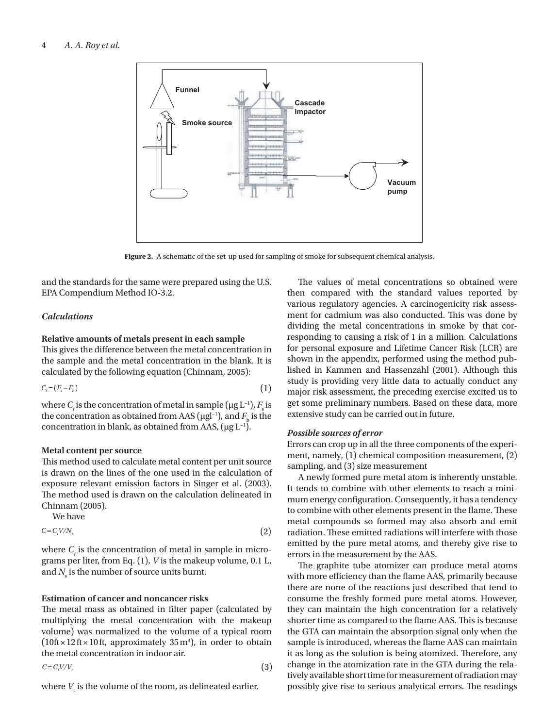**Figure 2.** A schematic of the set-up used for sampling of smoke for subsequent chemical analysis.

and the standards for the same were prepared using the U.S. EPA Compendium Method IO-3.2.

### *Calculations*

#### Relative amounts of metals present in each sample

This gives the difference between the metal concentration in the sample and the metal concentration in the blank. It is calculated by the following equation (Chinnam, 2005):

$$C_i = (F_s - F_b) \tag{1}$$

where $C_i$ is the concentration of metal in sample (μg L$^{-1}$), $F_s$ is the concentration as obtained from AAS (μgl$^{-1}$), and $F_b$ is the concentration in blank, as obtained from AAS, (μg L$^{-1}$).

#### Metal content per source

This method used to calculate metal content per unit source is drawn on the lines of the one used in the calculation of exposure relevant emission factors in Singer et al. (2003). The method used is drawn on the calculation delineated in Chinnam (2005).

We have

$$C = C_i V / N_s \tag{2}$$

where $C_i$ is the concentration of metal in sample in micrograms per liter, from Eq. (1), $V$ is the makeup volume, 0.1 L, and $N_s$ is the number of source units burnt.

#### Estimation of cancer and noncancer risks

The metal mass as obtained in filter paper (calculated by multiplying the metal concentration with the makeup volume) was normalized to the volume of a typical room (10 ft × 12 ft × 10 ft, approximately 35 m$^3$), in order to obtain the metal concentration in indoor air.

$$C = C_i V / V_r \tag{3}$$

where $V_r$ is the volume of the room, as delineated earlier.

The values of metal concentrations so obtained were then compared with the standard values reported by various regulatory agencies. A carcinogenicity risk assessment for cadmium was also conducted. This was done by dividing the metal concentrations in smoke by that corresponding to causing a risk of 1 in a million. Calculations for personal exposure and Lifetime Cancer Risk (LCR) are shown in the appendix, performed using the method published in Kammen and Hassenzahl (2001). Although this study is providing very little data to actually conduct any major risk assessment, the preceding exercise excited us to get some preliminary numbers. Based on these data, more extensive study can be carried out in future.

### *Possible sources of error*

Errors can crop up in all the three components of the experiment, namely, (1) chemical composition measurement, (2) sampling, and (3) size measurement

A newly formed pure metal atom is inherently unstable. It tends to combine with other elements to reach a minimum energy configuration. Consequently, it has a tendency to combine with other elements present in the flame. These metal compounds so formed may also absorb and emit radiation. These emitted radiations will interfere with those emitted by the pure metal atoms, and thereby give rise to errors in the measurement by the AAS.

The graphite tube atomizer can produce metal atoms with more efficiency than the flame AAS, primarily because there are none of the reactions just described that tend to consume the freshly formed pure metal atoms. However, they can maintain the high concentration for a relatively shorter time as compared to the flame AAS. This is because the GTA can maintain the absorption signal only when the sample is introduced, whereas the flame AAS can maintain it as long as the solution is being atomized. Therefore, any change in the atomization rate in the GTA during the relatively available short time for measurement of radiation may possibly give rise to serious analytical errors. The readings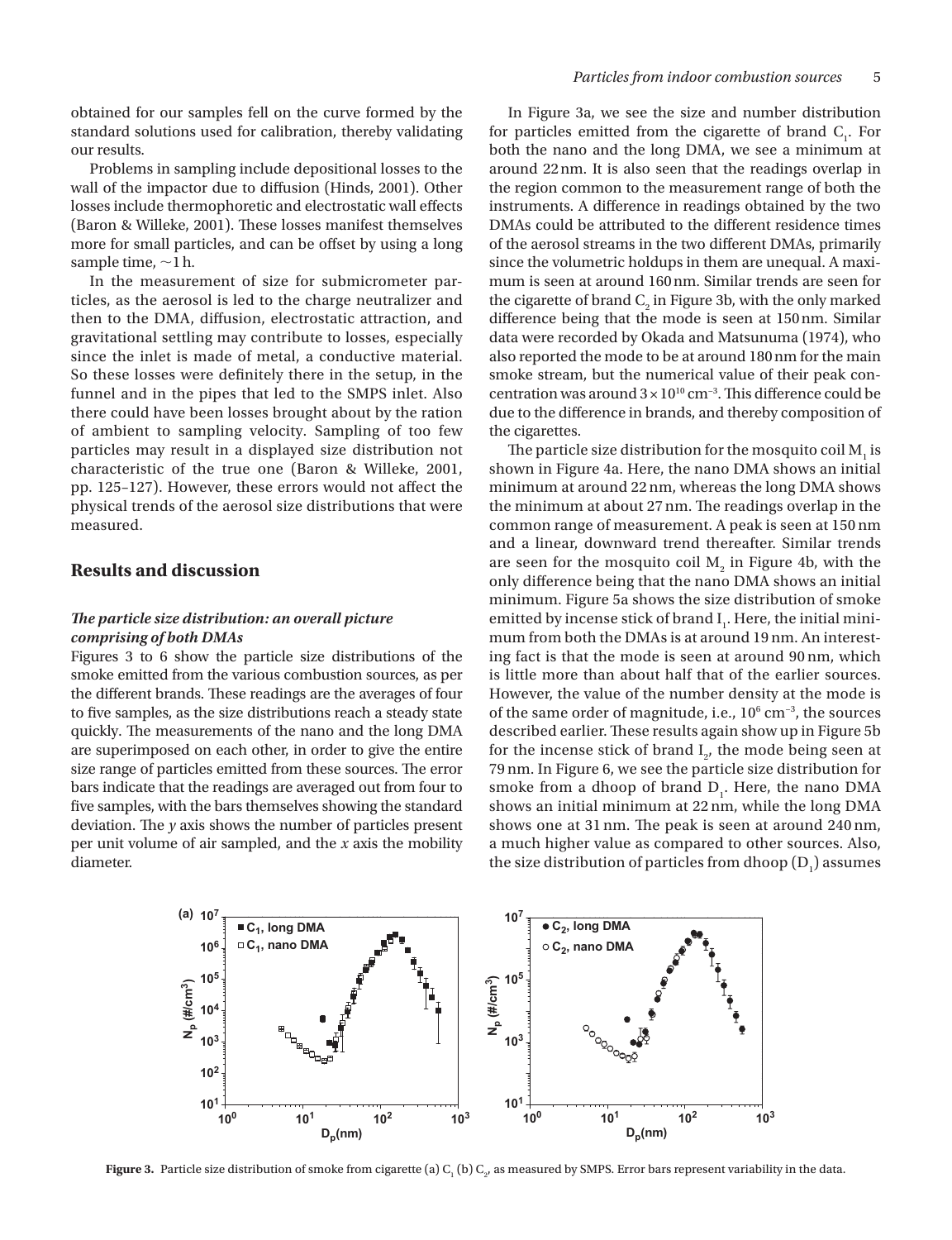obtained for our samples fell on the curve formed by the standard solutions used for calibration, thereby validating our results.

Problems in sampling include depositional losses to the wall of the impactor due to diffusion (Hinds, 2001). Other losses include thermophoretic and electrostatic wall effects (Baron & Willeke, 2001). These losses manifest themselves more for small particles, and can be offset by using a long sample time, ~1 h.

In the measurement of size for submicrometer particles, as the aerosol is led to the charge neutralizer and then to the DMA, diffusion, electrostatic attraction, and gravitational settling may contribute to losses, especially since the inlet is made of metal, a conductive material. So these losses were definitely there in the setup, in the funnel and in the pipes that led to the SMPS inlet. Also there could have been losses brought about by the ration of ambient to sampling velocity. Sampling of too few particles may result in a displayed size distribution not characteristic of the true one (Baron & Willeke, 2001, pp. 125–127). However, these errors would not affect the physical trends of the aerosol size distributions that were measured.

## Results and discussion

### *The particle size distribution: an overall picture comprising of both DMAs*

Figures 3 to 6 show the particle size distributions of the smoke emitted from the various combustion sources, as per the different brands. These readings are the averages of four to five samples, as the size distributions reach a steady state quickly. The measurements of the nano and the long DMA are superimposed on each other, in order to give the entire size range of particles emitted from these sources. The error bars indicate that the readings are averaged out from four to five samples, with the bars themselves showing the standard deviation. The *y* axis shows the number of particles present per unit volume of air sampled, and the *x* axis the mobility diameter.

In Figure 3a, we see the size and number distribution for particles emitted from the cigarette of brand $C_1$. For both the nano and the long DMA, we see a minimum at around 22 nm. It is also seen that the readings overlap in the region common to the measurement range of both the instruments. A difference in readings obtained by the two DMAs could be attributed to the different residence times of the aerosol streams in the two different DMAs, primarily since the volumetric holdups in them are unequal. A maximum is seen at around 160 nm. Similar trends are seen for the cigarette of brand $C_2$ in Figure 3b, with the only marked difference being that the mode is seen at 150 nm. Similar data were recorded by Okada and Matsunuma (1974), who also reported the mode to be at around 180 nm for the main smoke stream, but the numerical value of their peak concentration was around $3 \times 10^{10}$ cm$^{-3}$. This difference could be due to the difference in brands, and thereby composition of the cigarettes.

The particle size distribution for the mosquito coil $M_1$ is shown in Figure 4a. Here, the nano DMA shows an initial minimum at around 22 nm, whereas the long DMA shows the minimum at about 27 nm. The readings overlap in the common range of measurement. A peak is seen at 150 nm and a linear, downward trend thereafter. Similar trends are seen for the mosquito coil $M_2$ in Figure 4b, with the only difference being that the nano DMA shows an initial minimum. Figure 5a shows the size distribution of smoke emitted by incense stick of brand $I_1$. Here, the initial minimum from both the DMAs is at around 19 nm. An interesting fact is that the mode is seen at around 90 nm, which is little more than about half that of the earlier sources. However, the value of the number density at the mode is of the same order of magnitude, i.e., $10^6$ cm$^{-3}$, the sources described earlier. These results again show up in Figure 5b for the incense stick of brand $I_2$, the mode being seen at 79 nm. In Figure 6, we see the particle size distribution for smoke from a dhoop of brand $D_1$. Here, the nano DMA shows an initial minimum at 22 nm, while the long DMA shows one at 31 nm. The peak is seen at around 240 nm, a much higher value as compared to other sources. Also, the size distribution of particles from dhoop ($D_1$) assumes

**Figure 3.** Particle size distribution of smoke from cigarette (a) $C_1$ (b) $C_2$, as measured by SMPS. Error bars represent variability in the data.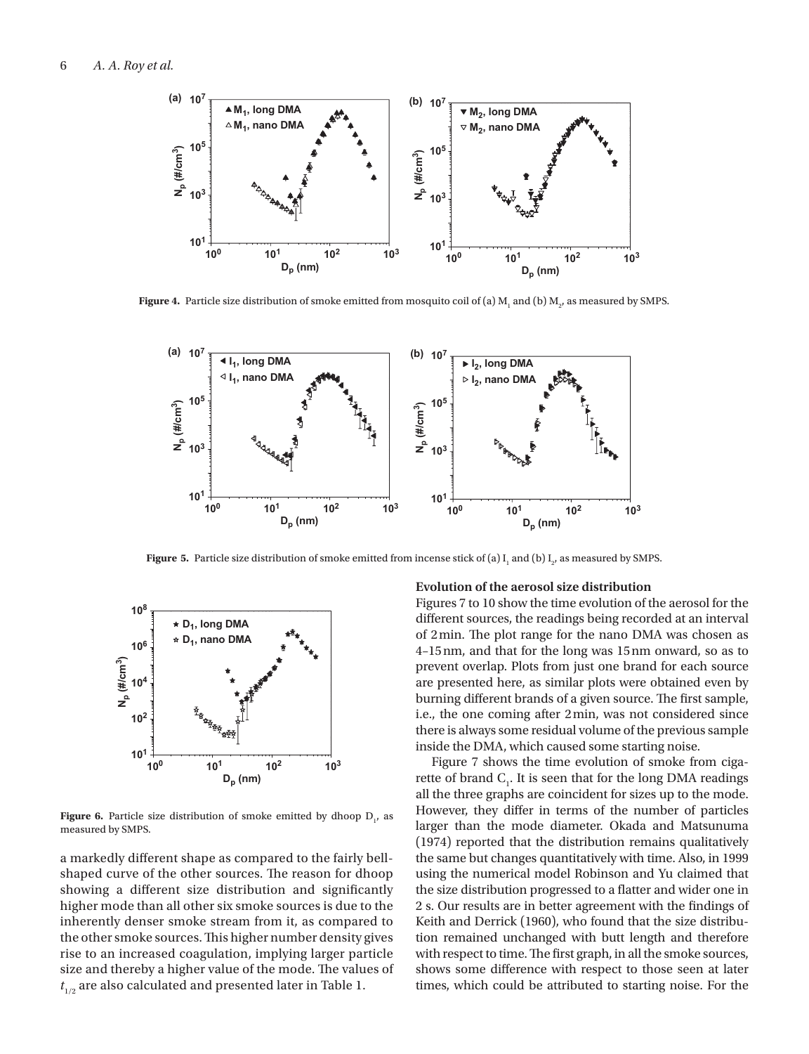Figure 4. Particle size distribution of smoke emitted from mosquito coil of (a) $M_1$ and (b) $M_2$, as measured by SMPS.

Figure 5. Particle size distribution of smoke emitted from incense stick of (a) $I_1$ and (b) $I_2$, as measured by SMPS.

Figure 6. Particle size distribution of smoke emitted by dhoop $D_1$, as measured by SMPS.

a markedly different shape as compared to the fairly bell-shaped curve of the other sources. The reason for dhoop showing a different size distribution and significantly higher mode than all other six smoke sources is due to the inherently denser smoke stream from it, as compared to the other smoke sources. This higher number density gives rise to an increased coagulation, implying larger particle size and thereby a higher value of the mode. The values of $t_{1/2}$ are also calculated and presented later in Table 1.

### Evolution of the aerosol size distribution

Figures 7 to 10 show the time evolution of the aerosol for the different sources, the readings being recorded at an interval of 2 min. The plot range for the nano DMA was chosen as 4–15 nm, and that for the long was 15 nm onward, so as to prevent overlap. Plots from just one brand for each source are presented here, as similar plots were obtained even by burning different brands of a given source. The first sample, i.e., the one coming after 2 min, was not considered since there is always some residual volume of the previous sample inside the DMA, which caused some starting noise.

Figure 7 shows the time evolution of smoke from cigarette of brand $C_1$. It is seen that for the long DMA readings all the three graphs are coincident for sizes up to the mode. However, they differ in terms of the number of particles larger than the mode diameter. Okada and Matsunuma (1974) reported that the distribution remains qualitatively the same but changes quantitatively with time. Also, in 1999 using the numerical model Robinson and Yu claimed that the size distribution progressed to a flatter and wider one in 2 s. Our results are in better agreement with the findings of Keith and Derrick (1960), who found that the size distribution remained unchanged with butt length and therefore with respect to time. The first graph, in all the smoke sources, shows some difference with respect to those seen at later times, which could be attributed to starting noise. For the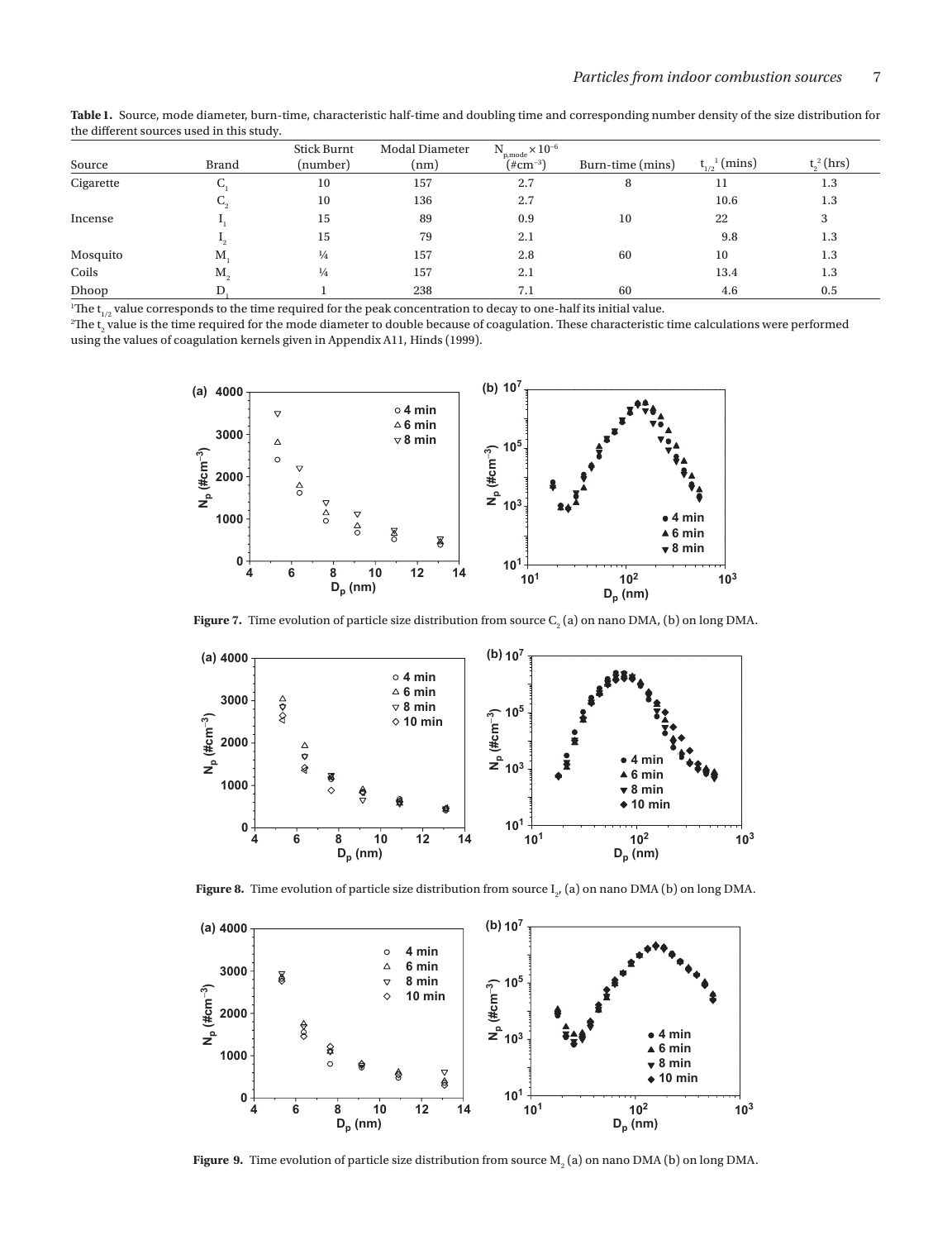**Table 1.** Source, mode diameter, burn-time, characteristic half-time and doubling time and corresponding number density of the size distribution for the different sources used in this study.

| Source | Brand | Stick Burnt (number) | Modal Diameter (nm) | $N_{p,mode} \times 10^{-6}$ (#cm$^{-3}$) | Burn-time (mins) | $t_{1/2}$[1] (mins) | $t_2$[2] (hrs) |
|---|---|---|---|---|---|---|---|
| Cigarette | $C_1$ | 10 | 157 | 2.7 | 8 | 11 | 1.3 |
| | $C_2$ | 10 | 136 | 2.7 | | 10.6 | 1.3 |
| Incense | $I_1$ | 15 | 89 | 0.9 | 10 | 22 | 3 |
| | $I_2$ | 15 | 79 | 2.1 | | 9.8 | 1.3 |
| Mosquito | $M_1$ | ¼ | 157 | 2.8 | 60 | 10 | 1.3 |
| Coils | $M_2$ | ¼ | 157 | 2.1 | | 13.4 | 1.3 |
| Dhoop | $D_1$ | 1 | 238 | 7.1 | 60 | 4.6 | 0.5 |

[1]The $t_{1/2}$ value corresponds to the time required for the peak concentration to decay to one-half its initial value.
[2]The $t_2$ value is the time required for the mode diameter to double because of coagulation. These characteristic time calculations were performed using the values of coagulation kernels given in Appendix A11, Hinds (1999).

**Figure 7.** Time evolution of particle size distribution from source $C_2$ (a) on nano DMA, (b) on long DMA.

**Figure 8.** Time evolution of particle size distribution from source $I_2$, (a) on nano DMA (b) on long DMA.

**Figure 9.** Time evolution of particle size distribution from source $M_2$ (a) on nano DMA (b) on long DMA.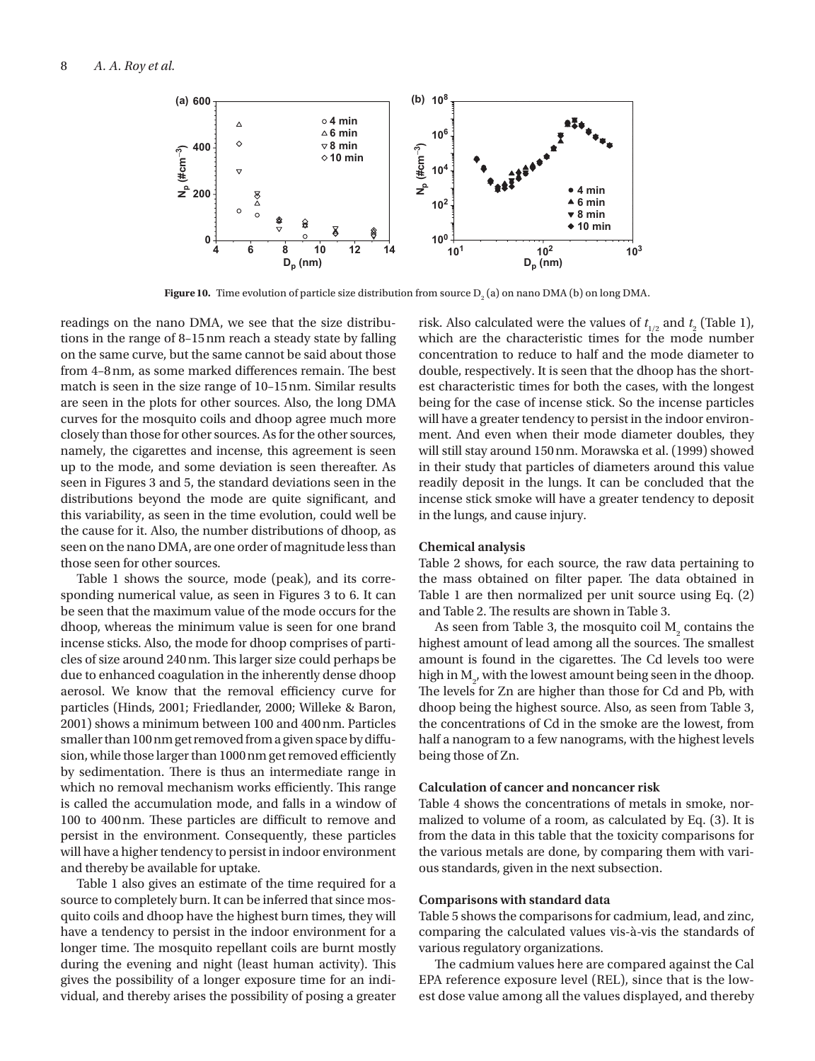Figure 10. Time evolution of particle size distribution from source $D_2$ (a) on nano DMA (b) on long DMA.

readings on the nano DMA, we see that the size distributions in the range of 8–15 nm reach a steady state by falling on the same curve, but the same cannot be said about those from 4–8 nm, as some marked differences remain. The best match is seen in the size range of 10–15 nm. Similar results are seen in the plots for other sources. Also, the long DMA curves for the mosquito coils and dhoop agree much more closely than those for other sources. As for the other sources, namely, the cigarettes and incense, this agreement is seen up to the mode, and some deviation is seen thereafter. As seen in Figures 3 and 5, the standard deviations seen in the distributions beyond the mode are quite significant, and this variability, as seen in the time evolution, could well be the cause for it. Also, the number distributions of dhoop, as seen on the nano DMA, are one order of magnitude less than those seen for other sources.

Table 1 shows the source, mode (peak), and its corresponding numerical value, as seen in Figures 3 to 6. It can be seen that the maximum value of the mode occurs for the dhoop, whereas the minimum value is seen for one brand incense sticks. Also, the mode for dhoop comprises of particles of size around 240 nm. This larger size could perhaps be due to enhanced coagulation in the inherently dense dhoop aerosol. We know that the removal efficiency curve for particles (Hinds, 2001; Friedlander, 2000; Willeke & Baron, 2001) shows a minimum between 100 and 400 nm. Particles smaller than 100 nm get removed from a given space by diffusion, while those larger than 1000 nm get removed efficiently by sedimentation. There is thus an intermediate range in which no removal mechanism works efficiently. This range is called the accumulation mode, and falls in a window of 100 to 400 nm. These particles are difficult to remove and persist in the environment. Consequently, these particles will have a higher tendency to persist in indoor environment and thereby be available for uptake.

Table 1 also gives an estimate of the time required for a source to completely burn. It can be inferred that since mosquito coils and dhoop have the highest burn times, they will have a tendency to persist in the indoor environment for a longer time. The mosquito repellant coils are burnt mostly during the evening and night (least human activity). This gives the possibility of a longer exposure time for an individual, and thereby arises the possibility of posing a greater risk. Also calculated were the values of $t_{1/2}$ and $t_2$ (Table 1), which are the characteristic times for the mode number concentration to reduce to half and the mode diameter to double, respectively. It is seen that the dhoop has the shortest characteristic times for both the cases, with the longest being for the case of incense stick. So the incense particles will have a greater tendency to persist in the indoor environment. And even when their mode diameter doubles, they will still stay around 150 nm. Morawska et al. (1999) showed in their study that particles of diameters around this value readily deposit in the lungs. It can be concluded that the incense stick smoke will have a greater tendency to deposit in the lungs, and cause injury.

### Chemical analysis

Table 2 shows, for each source, the raw data pertaining to the mass obtained on filter paper. The data obtained in Table 1 are then normalized per unit source using Eq. (2) and Table 2. The results are shown in Table 3.

As seen from Table 3, the mosquito coil $M_2$ contains the highest amount of lead among all the sources. The smallest amount is found in the cigarettes. The Cd levels too were high in $M_2$, with the lowest amount being seen in the dhoop. The levels for Zn are higher than those for Cd and Pb, with dhoop being the highest source. Also, as seen from Table 3, the concentrations of Cd in the smoke are the lowest, from half a nanogram to a few nanograms, with the highest levels being those of Zn.

### Calculation of cancer and noncancer risk

Table 4 shows the concentrations of metals in smoke, normalized to volume of a room, as calculated by Eq. (3). It is from the data in this table that the toxicity comparisons for the various metals are done, by comparing them with various standards, given in the next subsection.

### Comparisons with standard data

Table 5 shows the comparisons for cadmium, lead, and zinc, comparing the calculated values vis-à-vis the standards of various regulatory organizations.

The cadmium values here are compared against the Cal EPA reference exposure level (REL), since that is the lowest dose value among all the values displayed, and thereby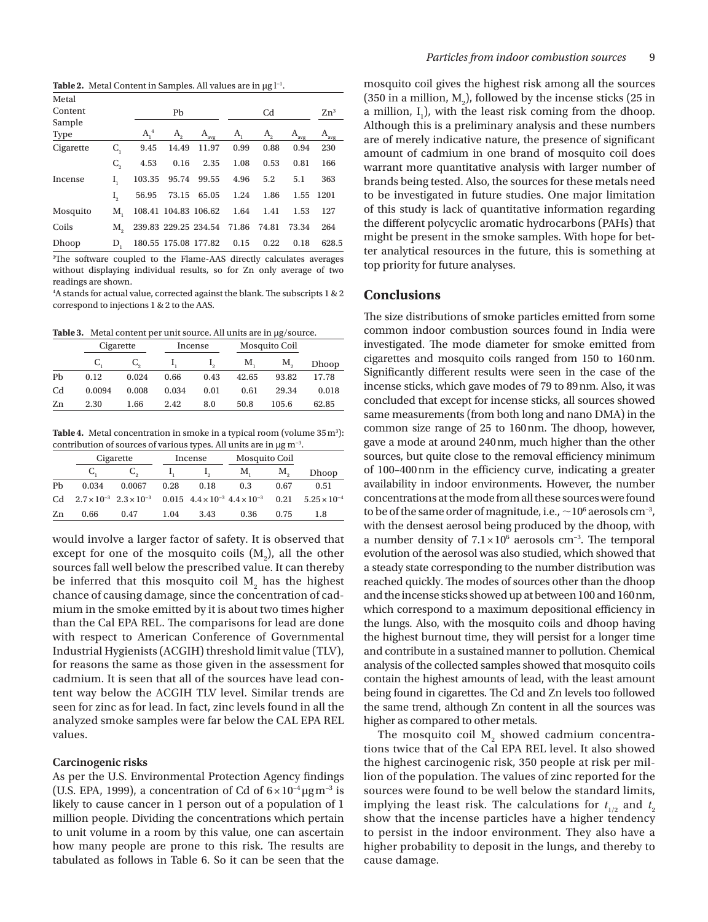**Table 2.** Metal Content in Samples. All values are in μg l$^{-1}$.

| Metal Content / Sample Type | | Pb | | | Cd | | | Zn[3] |
|---|---|---|---|---|---|---|---|---|
| | | $A_1$[4] | $A_2$ | $A_{avg}$ | $A_1$ | $A_2$ | $A_{avg}$ | $A_{avg}$ |
| Cigarette | $C_1$ | 9.45 | 14.49 | 11.97 | 0.99 | 0.88 | 0.94 | 230 |
| | $C_2$ | 4.53 | 0.16 | 2.35 | 1.08 | 0.53 | 0.81 | 166 |
| Incense | $I_1$ | 103.35 | 95.74 | 99.55 | 4.96 | 5.2 | 5.1 | 363 |
| | $I_2$ | 56.95 | 73.15 | 65.05 | 1.24 | 1.86 | 1.55 | 1201 |
| Mosquito | $M_1$ | 108.41 | 104.83 | 106.62 | 1.64 | 1.41 | 1.53 | 127 |
| Coils | $M_2$ | 239.83 | 229.25 | 234.54 | 71.86 | 74.81 | 73.34 | 264 |
| Dhoop | $D_1$ | 180.55 | 175.08 | 177.82 | 0.15 | 0.22 | 0.18 | 628.5 |

[3]The software coupled to the Flame-AAS directly calculates averages without displaying individual results, so for Zn only average of two readings are shown.
[4]A stands for actual value, corrected against the blank. The subscripts 1 & 2 correspond to injections 1 & 2 to the AAS.

**Table 3.** Metal content per unit source. All units are in μg/source.

| | Cigarette | | Incense | | Mosquito Coil | | |
|---|---|---|---|---|---|---|---|
| | $C_1$ | $C_2$ | $I_1$ | $I_2$ | $M_1$ | $M_2$ | Dhoop |
| Pb | 0.12 | 0.024 | 0.66 | 0.43 | 42.65 | 93.82 | 17.78 |
| Cd | 0.0094 | 0.008 | 0.034 | 0.01 | 0.61 | 29.34 | 0.018 |
| Zn | 2.30 | 1.66 | 2.42 | 8.0 | 50.8 | 105.6 | 62.85 |

**Table 4.** Metal concentration in smoke in a typical room (volume 35 m$^3$): contribution of sources of various types. All units are in μg m$^{-3}$.

| | Cigarette | | Incense | | Mosquito Coil | | |
|---|---|---|---|---|---|---|---|
| | $C_1$ | $C_2$ | $I_1$ | $I_2$ | $M_1$ | $M_2$ | Dhoop |
| Pb | 0.034 | 0.0067 | 0.28 | 0.18 | 0.3 | 0.67 | 0.51 |
| Cd | $2.7\times10^{-3}$ | $2.3\times10^{-3}$ | 0.015 | $4.4\times10^{-3}$ | $4.4\times10^{-3}$ | 0.21 | $5.25\times10^{-4}$ |
| Zn | 0.66 | 0.47 | 1.04 | 3.43 | 0.36 | 0.75 | 1.8 |

would involve a larger factor of safety. It is observed that except for one of the mosquito coils ($M_2$), all the other sources fall well below the prescribed value. It can thereby be inferred that this mosquito coil $M_2$ has the highest chance of causing damage, since the concentration of cadmium in the smoke emitted by it is about two times higher than the Cal EPA REL. The comparisons for lead are done with respect to American Conference of Governmental Industrial Hygienists (ACGIH) threshold limit value (TLV), for reasons the same as those given in the assessment for cadmium. It is seen that all of the sources have lead content way below the ACGIH TLV level. Similar trends are seen for zinc as for lead. In fact, zinc levels found in all the analyzed smoke samples were far below the CAL EPA REL values.

### Carcinogenic risks

As per the U.S. Environmental Protection Agency findings (U.S. EPA, 1999), a concentration of Cd of $6\times10^{-4}$ μg m$^{-3}$ is likely to cause cancer in 1 person out of a population of 1 million people. Dividing the concentrations which pertain to unit volume in a room by this value, one can ascertain how many people are prone to this risk. The results are tabulated as follows in Table 6. So it can be seen that the mosquito coil gives the highest risk among all the sources (350 in a million, $M_2$), followed by the incense sticks (25 in a million, $I_1$), with the least risk coming from the dhoop. Although this is a preliminary analysis and these numbers are of merely indicative nature, the presence of significant amount of cadmium in one brand of mosquito coil does warrant more quantitative analysis with larger number of brands being tested. Also, the sources for these metals need to be investigated in future studies. One major limitation of this study is lack of quantitative information regarding the different polycyclic aromatic hydrocarbons (PAHs) that might be present in the smoke samples. With hope for better analytical resources in the future, this is something at top priority for future analyses.

## Conclusions

The size distributions of smoke particles emitted from some common indoor combustion sources found in India were investigated. The mode diameter for smoke emitted from cigarettes and mosquito coils ranged from 150 to 160 nm. Significantly different results were seen in the case of the incense sticks, which gave modes of 79 to 89 nm. Also, it was concluded that except for incense sticks, all sources showed same measurements (from both long and nano DMA) in the common size range of 25 to 160 nm. The dhoop, however, gave a mode at around 240 nm, much higher than the other sources, but quite close to the removal efficiency minimum of 100–400 nm in the efficiency curve, indicating a greater availability in indoor environments. However, the number concentrations at the mode from all these sources were found to be of the same order of magnitude, i.e., $\sim10^6$ aerosols cm$^{-3}$, with the densest aerosol being produced by the dhoop, with a number density of $7.1\times10^6$ aerosols cm$^{-3}$. The temporal evolution of the aerosol was also studied, which showed that a steady state corresponding to the number distribution was reached quickly. The modes of sources other than the dhoop and the incense sticks showed up at between 100 and 160 nm, which correspond to a maximum depositional efficiency in the lungs. Also, with the mosquito coils and dhoop having the highest burnout time, they will persist for a longer time and contribute in a sustained manner to pollution. Chemical analysis of the collected samples showed that mosquito coils contain the highest amounts of lead, with the least amount being found in cigarettes. The Cd and Zn levels too followed the same trend, although Zn content in all the sources was higher as compared to other metals.

The mosquito coil $M_2$ showed cadmium concentrations twice that of the Cal EPA REL level. It also showed the highest carcinogenic risk, 350 people at risk per million of the population. The values of zinc reported for the sources were found to be well below the standard limits, implying the least risk. The calculations for $t_{1/2}$ and $t_2$ show that the incense particles have a higher tendency to persist in the indoor environment. They also have a higher probability to deposit in the lungs, and thereby to cause damage.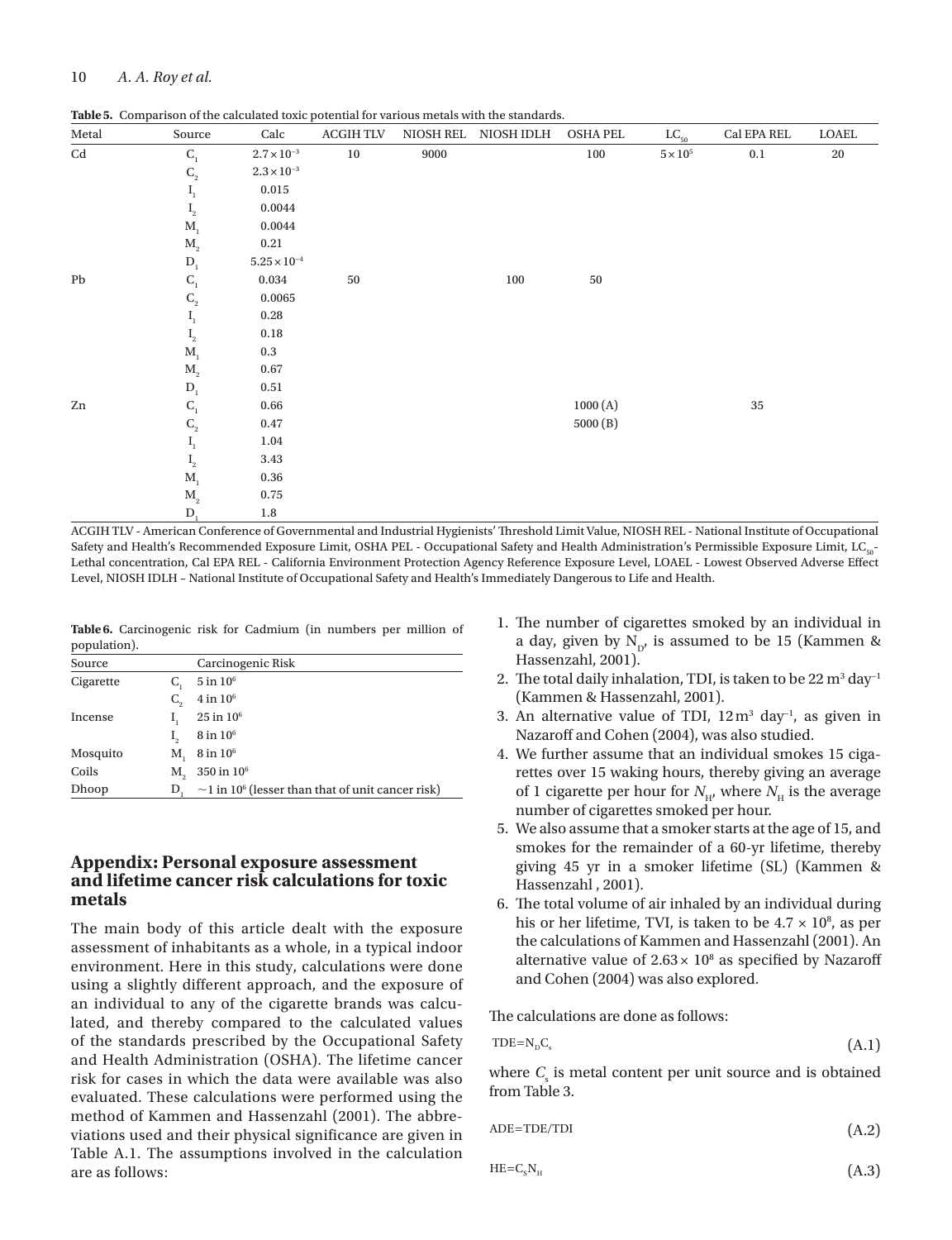**Table 5.** Comparison of the calculated toxic potential for various metals with the standards.

| Metal | Source | Calc | ACGIH TLV | NIOSH REL | NIOSH IDLH | OSHA PEL | $LC_{50}$ | Cal EPA REL | LOAEL |
|---|---|---|---|---|---|---|---|---|---|
| Cd | $C_1$ | $2.7\times10^{-3}$ | 10 | 9000 | | 100 | $5\times10^{5}$ | 0.1 | 20 |
| | $C_2$ | $2.3\times10^{-3}$ | | | | | | | |
| | $I_1$ | 0.015 | | | | | | | |
| | $I_2$ | 0.0044 | | | | | | | |
| | $M_1$ | 0.0044 | | | | | | | |
| | $M_2$ | 0.21 | | | | | | | |
| | $D_1$ | $5.25\times10^{-4}$ | | | | | | | |
| Pb | $C_1$ | 0.034 | 50 | | 100 | 50 | | | |
| | $C_2$ | 0.0065 | | | | | | | |
| | $I_1$ | 0.28 | | | | | | | |
| | $I_2$ | 0.18 | | | | | | | |
| | $M_1$ | 0.3 | | | | | | | |
| | $M_2$ | 0.67 | | | | | | | |
| | $D_1$ | 0.51 | | | | | | | |
| Zn | $C_1$ | 0.66 | | | | 1000 (A) | | 35 | |
| | $C_2$ | 0.47 | | | | 5000 (B) | | | |
| | $I_1$ | 1.04 | | | | | | | |
| | $I_2$ | 3.43 | | | | | | | |
| | $M_1$ | 0.36 | | | | | | | |
| | $M_2$ | 0.75 | | | | | | | |
| | $D_1$ | 1.8 | | | | | | | |

ACGIH TLV - American Conference of Governmental and Industrial Hygienists' Threshold Limit Value, NIOSH REL - National Institute of Occupational Safety and Health's Recommended Exposure Limit, OSHA PEL - Occupational Safety and Health Administration's Permissible Exposure Limit, $LC_{50}$- Lethal concentration, Cal EPA REL - California Environment Protection Agency Reference Exposure Level, LOAEL - Lowest Observed Adverse Effect Level, NIOSH IDLH – National Institute of Occupational Safety and Health's Immediately Dangerous to Life and Health.

**Table 6.** Carcinogenic risk for Cadmium (in numbers per million of population).

| Source | | Carcinogenic Risk |
|---|---|---|
| Cigarette | $C_1$ | 5 in $10^6$ |
| | $C_2$ | 4 in $10^6$ |
| Incense | $I_1$ | 25 in $10^6$ |
| | $I_2$ | 8 in $10^6$ |
| Mosquito | $M_1$ | 8 in $10^6$ |
| Coils | $M_2$ | 350 in $10^6$ |
| Dhoop | $D_1$ | ~1 in $10^6$ (lesser than that of unit cancer risk) |

## Appendix: Personal exposure assessment and lifetime cancer risk calculations for toxic metals

The main body of this article dealt with the exposure assessment of inhabitants as a whole, in a typical indoor environment. Here in this study, calculations were done using a slightly different approach, and the exposure of an individual to any of the cigarette brands was calculated, and thereby compared to the calculated values of the standards prescribed by the Occupational Safety and Health Administration (OSHA). The lifetime cancer risk for cases in which the data were available was also evaluated. These calculations were performed using the method of Kammen and Hassenzahl (2001). The abbreviations used and their physical significance are given in Table A.1. The assumptions involved in the calculation are as follows:

1. The number of cigarettes smoked by an individual in a day, given by $N_D$, is assumed to be 15 (Kammen & Hassenzahl, 2001).
2. The total daily inhalation, TDI, is taken to be 22 $m^3$ $day^{-1}$ (Kammen & Hassenzahl, 2001).
3. An alternative value of TDI, 12 $m^3$ $day^{-1}$, as given in Nazaroff and Cohen (2004), was also studied.
4. We further assume that an individual smokes 15 cigarettes over 15 waking hours, thereby giving an average of 1 cigarette per hour for $N_H$, where $N_H$ is the average number of cigarettes smoked per hour.
5. We also assume that a smoker starts at the age of 15, and smokes for the remainder of a 60-yr lifetime, thereby giving 45 yr in a smoker lifetime (SL) (Kammen & Hassenzahl , 2001).
6. The total volume of air inhaled by an individual during his or her lifetime, TVI, is taken to be $4.7 \times 10^8$, as per the calculations of Kammen and Hassenzahl (2001). An alternative value of $2.63\times 10^8$ as specified by Nazaroff and Cohen (2004) was also explored.

The calculations are done as follows:

$$TDE=N_D C_s \tag{A.1}$$

where $C_s$ is metal content per unit source and is obtained from Table 3.

$$ADE=TDE/TDI \tag{A.2}$$

$$HE=C_S N_H \tag{A.3}$$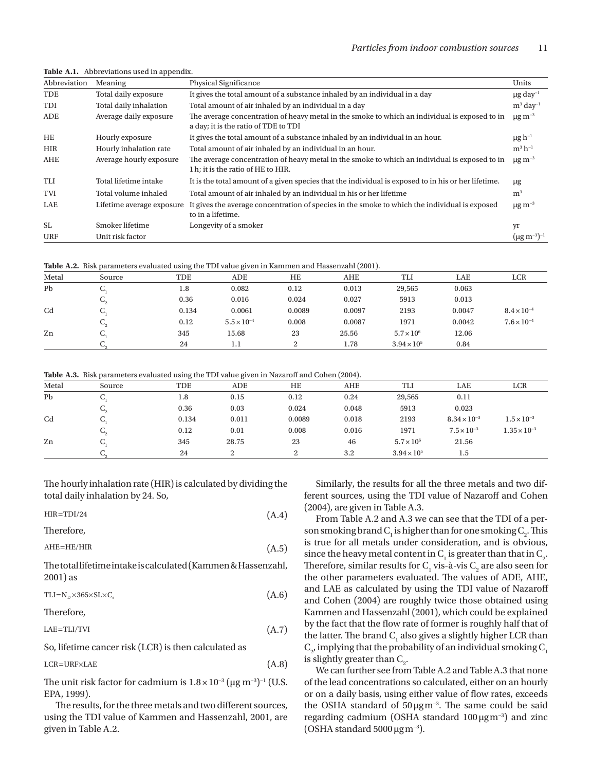**Table A.1.** Abbreviations used in appendix.

| Abbreviation | Meaning | Physical Significance | Units |
|---|---|---|---|
| TDE | Total daily exposure | It gives the total amount of a substance inhaled by an individual in a day | $\mu g\ day^{-1}$ |
| TDI | Total daily inhalation | Total amount of air inhaled by an individual in a day | $m^3\ day^{-1}$ |
| ADE | Average daily exposure | The average concentration of heavy metal in the smoke to which an individual is exposed to in a day; it is the ratio of TDE to TDI | $\mu g\ m^{-3}$ |
| HE | Hourly exposure | It gives the total amount of a substance inhaled by an individual in an hour. | $\mu g\ h^{-1}$ |
| HIR | Hourly inhalation rate | Total amount of air inhaled by an individual in an hour. | $m^3\ h^{-1}$ |
| AHE | Average hourly exposure | The average concentration of heavy metal in the smoke to which an individual is exposed to in 1 h; it is the ratio of HE to HIR. | $\mu g\ m^{-3}$ |
| TLI | Total lifetime intake | It is the total amount of a given species that the individual is exposed to in his or her lifetime. | μg |
| TVI | Total volume inhaled | Total amount of air inhaled by an individual in his or her lifetime | $m^3$ |
| LAE | Lifetime average exposure | It gives the average concentration of species in the smoke to which the individual is exposed to in a lifetime. | $\mu g\ m^{-3}$ |
| SL | Smoker lifetime | Longevity of a smoker | yr |
| URF | Unit risk factor | | $(\mu g\ m^{-3})^{-1}$ |

**Table A.2.** Risk parameters evaluated using the TDI value given in Kammen and Hassenzahl (2001).

| Metal | Source | TDE | ADE | HE | AHE | TLI | LAE | LCR |
|---|---|---|---|---|---|---|---|---|
| Pb | $C_1$ | 1.8 | 0.082 | 0.12 | 0.013 | 29,565 | 0.063 | |
| | $C_2$ | 0.36 | 0.016 | 0.024 | 0.027 | 5913 | 0.013 | |
| Cd | $C_1$ | 0.134 | 0.0061 | 0.0089 | 0.0097 | 2193 | 0.0047 | $8.4\times10^{-4}$ |
| | $C_2$ | 0.12 | $5.5\times10^{-4}$ | 0.008 | 0.0087 | 1971 | 0.0042 | $7.6\times10^{-4}$ |
| Zn | $C_1$ | 345 | 15.68 | 23 | 25.56 | $5.7\times10^{6}$ | 12.06 | |
| | $C_2$ | 24 | 1.1 | 2 | 1.78 | $3.94\times10^{5}$ | 0.84 | |

**Table A.3.** Risk parameters evaluated using the TDI value given in Nazaroff and Cohen (2004).

| Metal | Source | TDE | ADE | HE | AHE | TLI | LAE | LCR |
|---|---|---|---|---|---|---|---|---|
| Pb | $C_1$ | 1.8 | 0.15 | 0.12 | 0.24 | 29,565 | 0.11 | |
| | $C_2$ | 0.36 | 0.03 | 0.024 | 0.048 | 5913 | 0.023 | |
| Cd | $C_1$ | 0.134 | 0.011 | 0.0089 | 0.018 | 2193 | $8.34\times10^{-3}$ | $1.5\times10^{-3}$ |
| | $C_2$ | 0.12 | 0.01 | 0.008 | 0.016 | 1971 | $7.5\times10^{-3}$ | $1.35\times10^{-3}$ |
| Zn | $C_1$ | 345 | 28.75 | 23 | 46 | $5.7\times10^{6}$ | 21.56 | |
| | $C_2$ | 24 | 2 | 2 | 3.2 | $3.94\times10^{5}$ | 1.5 | |

The hourly inhalation rate (HIR) is calculated by dividing the total daily inhalation by 24. So,

$$HIR = TDI/24 \quad (A.4)$$

Therefore,

$$AHE = HE/HIR \quad (A.5)$$

The total lifetime intake is calculated (Kammen & Hassenzahl, 2001) as

$$TLI = N_D \times 365 \times SL \times C_s \quad (A.6)$$

Therefore,

$$LAE = TLI/TVI \quad (A.7)$$

So, lifetime cancer risk (LCR) is then calculated as

$$LCR = URF \times LAE \quad (A.8)$$

The unit risk factor for cadmium is $1.8\times10^{-3}$ $(\mu g\ m^{-3})^{-1}$ (U.S. EPA, 1999).

The results, for the three metals and two different sources, using the TDI value of Kammen and Hassenzahl, 2001, are given in Table A.2.

Similarly, the results for all the three metals and two different sources, using the TDI value of Nazaroff and Cohen (2004), are given in Table A.3.

From Table A.2 and A.3 we can see that the TDI of a person smoking brand $C_1$ is higher than for one smoking $C_2$. This is true for all metals under consideration, and is obvious, since the heavy metal content in $C_1$ is greater than that in $C_2$. Therefore, similar results for $C_1$ vis-à-vis $C_2$ are also seen for the other parameters evaluated. The values of ADE, AHE, and LAE as calculated by using the TDI value of Nazaroff and Cohen (2004) are roughly twice those obtained using Kammen and Hassenzahl (2001), which could be explained by the fact that the flow rate of former is roughly half that of the latter. The brand $C_1$ also gives a slightly higher LCR than $C_2$, implying that the probability of an individual smoking $C_1$ is slightly greater than $C_2$.

We can further see from Table A.2 and Table A.3 that none of the lead concentrations so calculated, either on an hourly or on a daily basis, using either value of flow rates, exceeds the OSHA standard of $50\ \mu g\ m^{-3}$. The same could be said regarding cadmium (OSHA standard $100\ \mu g\ m^{-3}$) and zinc (OSHA standard $5000\ \mu g\ m^{-3}$).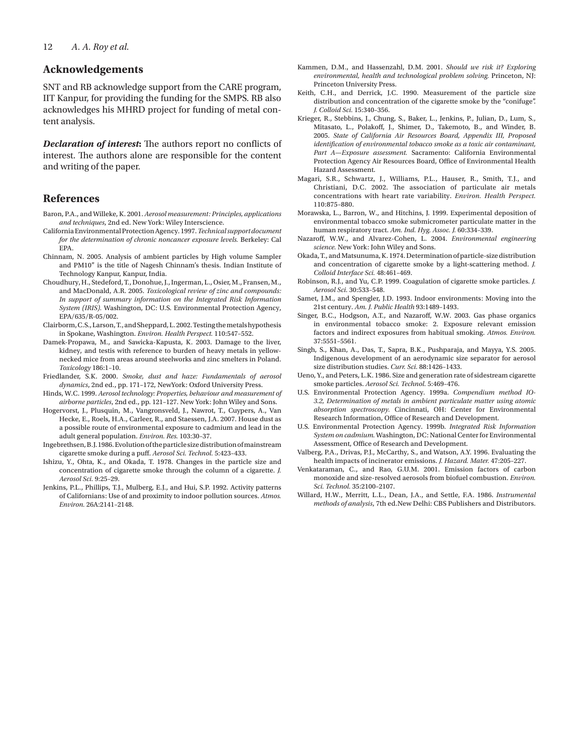## Acknowledgements

SNT and RB acknowledge support from the CARE program, IIT Kanpur, for providing the funding for the SMPS. RB also acknowledges his MHRD project for funding of metal content analysis.

***Declaration of interest*:** The authors report no conflicts of interest. The authors alone are responsible for the content and writing of the paper.

## References

Baron, P.A., and Willeke, K. 2001. *Aerosol measurement: Principles, applications and techniques*, 2nd ed. New York: Wiley Interscience.

California Environmental Protection Agency. 1997. *Technical support document for the determination of chronic noncancer exposure levels.* Berkeley: Cal EPA.

Chinnam, N. 2005. Analysis of ambient particles by High volume Sampler and PM10" is the title of Nagesh Chinnam's thesis. Indian Institute of Technology Kanpur, Kanpur, India.

Choudhury, H., Stedeford, T., Donohue, J., Ingerman, L., Osier, M., Fransen, M., and MacDonald, A.R. 2005. *Toxicological review of zinc and compounds: In support of summary information on the Integrated Risk Information System (IRIS).* Washington, DC: U.S. Environmental Protection Agency, EPA/635/R-05/002.

Clairborm, C.S., Larson, T., and Sheppard, L. 2002. Testing the metals hypothesis in Spokane, Washington. *Environ. Health Perspect.* 110:547–552.

Damek-Propawa, M., and Sawicka-Kapusta, K. 2003. Damage to the liver, kidney, and testis with reference to burden of heavy metals in yellow-necked mice from areas around steelworks and zinc smelters in Poland. *Toxicology* 186:1–10.

Friedlander, S.K. 2000. *Smoke, dust and haze: Fundamentals of aerosol dynamics*, 2nd ed., pp. 171–172, NewYork: Oxford University Press.

Hinds, W.C. 1999. *Aerosol technology: Properties, behaviour and measurement of airborne particles*, 2nd ed., pp. 121–127. New York: John Wiley and Sons.

Hogervorst, J., Plusquin, M., Vangronsveld, J., Nawrot, T., Cuypers, A., Van Hecke, E., Roels, H.A., Carleer, R., and Staessen, J.A. 2007. House dust as a possible route of environmental exposure to cadmium and lead in the adult general population. *Environ. Res.* 103:30–37.

Ingebrethsen, B.J. 1986. Evolution of the particle size distribution of mainstream cigarette smoke during a puff. *Aerosol Sci. Technol.* 5:423–433.

Ishizu, Y., Ohta, K., and Okada, T. 1978. Changes in the particle size and concentration of cigarette smoke through the column of a cigarette. *J. Aerosol Sci.* 9:25–29.

Jenkins, P.L., Phillips, T.J., Mulberg, E.J., and Hui, S.P. 1992. Activity patterns of Californians: Use of and proximity to indoor pollution sources. *Atmos. Environ.* 26A:2141–2148.

Kammen, D.M., and Hassenzahl, D.M. 2001. *Should we risk it? Exploring environmental, health and technological problem solving.* Princeton, NJ: Princeton University Press.

Keith, C.H., and Derrick, J.C. 1990. Measurement of the particle size distribution and concentration of the cigarette smoke by the "conifuge". *J. Colloid Sci.* 15:340–356.

Krieger, R., Stebbins, J., Chung, S., Baker, L., Jenkins, P., Julian, D., Lum, S., Mitasato, L., Polakoff, J., Shimer, D., Takemoto, B., and Winder, B. 2005. *State of California Air Resources Board, Appendix III, Proposed identification of environmental tobacco smoke as a toxic air contaminant, Part A—Exposure assessment.* Sacramento: California Environmental Protection Agency Air Resources Board, Office of Environmental Health Hazard Assessment.

Magari, S.R., Schwartz, J., Williams, P.L., Hauser, R., Smith, T.J., and Christiani, D.C. 2002. The association of particulate air metals concentrations with heart rate variability. *Environ. Health Perspect.* 110:875–880.

Morawska, L., Barron, W., and Hitchins, J. 1999. Experimental deposition of environmental tobacco smoke submicrometer particulate matter in the human respiratory tract. *Am. Ind. Hyg. Assoc. J.* 60:334–339.

Nazaroff, W.W., and Alvarez-Cohen, L. 2004. *Environmental engineering science.* New York: John Wiley and Sons.

Okada, T., and Matsunuma, K. 1974. Determination of particle-size distribution and concentration of cigarette smoke by a light-scattering method. *J. Colloid Interface Sci.* 48:461–469.

Robinson, R.J., and Yu, C.P. 1999. Coagulation of cigarette smoke particles. *J. Aerosol Sci.* 30:533–548.

Samet, J.M., and Spengler, J.D. 1993. Indoor environments: Moving into the 21st century. *Am. J. Public Health* 93:1489–1493.

Singer, B.C., Hodgson, A.T., and Nazaroff, W.W. 2003. Gas phase organics in environmental tobacco smoke: 2. Exposure relevant emission factors and indirect exposures from habitual smoking. *Atmos. Environ.* 37:5551–5561.

Singh, S., Khan, A., Das, T., Sapra, B.K., Pushparaja, and Mayya, Y.S. 2005. Indigenous development of an aerodynamic size separator for aerosol size distribution studies. *Curr. Sci.* 88:1426–1433.

Ueno, Y., and Peters, L.K. 1986. Size and generation rate of sidestream cigarette smoke particles. *Aerosol Sci. Technol.* 5:469–476.

U.S. Environmental Protection Agency. 1999a. *Compendium method IO-3.2, Determination of metals in ambient particulate matter using atomic absorption spectroscopy.* Cincinnati, OH: Center for Environmental Research Information, Office of Research and Development.

U.S. Environmental Protection Agency. 1999b. *Integrated Risk Information System on cadmium.* Washington, DC: National Center for Environmental Assessment, Office of Research and Development.

Valberg, P.A., Drivas, P.J., McCarthy, S., and Watson, A.Y. 1996. Evaluating the health impacts of incinerator emissions. *J. Hazard. Mater.* 47:205–227.

Venkataraman, C., and Rao, G.U.M. 2001. Emission factors of carbon monoxide and size-resolved aerosols from biofuel combustion. *Environ. Sci. Technol.* 35:2100–2107.

Willard, H.W., Merritt, L.L., Dean, J.A., and Settle, F.A. 1986. *Instrumental methods of analysis*, 7th ed.New Delhi: CBS Publishers and Distributors.